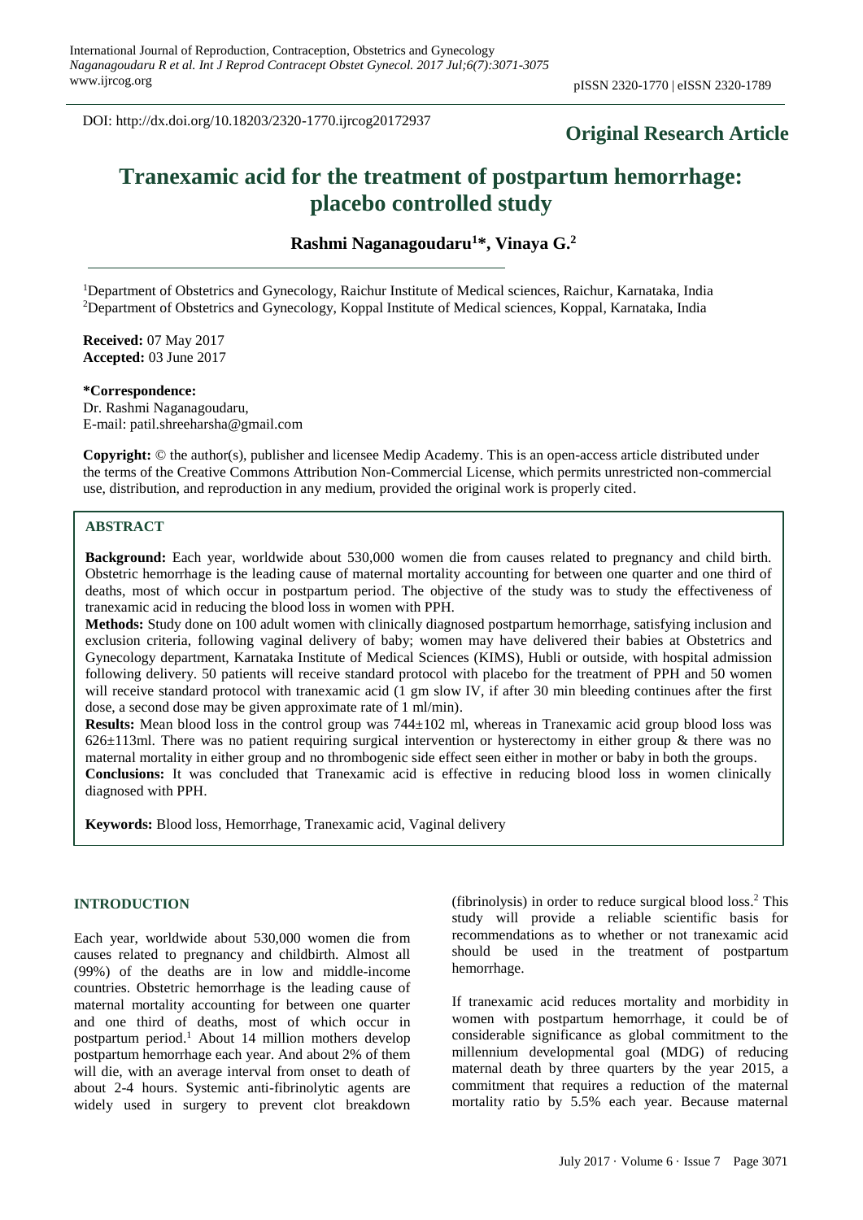DOI: http://dx.doi.org/10.18203/2320-1770.ijrcog20172937

**Original Research Article**

# Tranexamic acid for the treatment of postpartum hemorrhage: placebo controlled study

**Rashmi Naganagoudaru[1]*, Vinaya G.[2]**

[1]Department of Obstetrics and Gynecology, Raichur Institute of Medical sciences, Raichur, Karnataka, India
[2]Department of Obstetrics and Gynecology, Koppal Institute of Medical sciences, Koppal, Karnataka, India

**Received:** 07 May 2017
**Accepted:** 03 June 2017

**\*Correspondence:**
Dr. Rashmi Naganagoudaru,
E-mail: patil.shreeharsha@gmail.com

**Copyright:** © the author(s), publisher and licensee Medip Academy. This is an open-access article distributed under the terms of the Creative Commons Attribution Non-Commercial License, which permits unrestricted non-commercial use, distribution, and reproduction in any medium, provided the original work is properly cited.

## ABSTRACT

**Background:** Each year, worldwide about 530,000 women die from causes related to pregnancy and child birth. Obstetric hemorrhage is the leading cause of maternal mortality accounting for between one quarter and one third of deaths, most of which occur in postpartum period. The objective of the study was to study the effectiveness of tranexamic acid in reducing the blood loss in women with PPH.

**Methods:** Study done on 100 adult women with clinically diagnosed postpartum hemorrhage, satisfying inclusion and exclusion criteria, following vaginal delivery of baby; women may have delivered their babies at Obstetrics and Gynecology department, Karnataka Institute of Medical Sciences (KIMS), Hubli or outside, with hospital admission following delivery. 50 patients will receive standard protocol with placebo for the treatment of PPH and 50 women will receive standard protocol with tranexamic acid (1 gm slow IV, if after 30 min bleeding continues after the first dose, a second dose may be given approximate rate of 1 ml/min).

**Results:** Mean blood loss in the control group was 744±102 ml, whereas in Tranexamic acid group blood loss was 626±113ml. There was no patient requiring surgical intervention or hysterectomy in either group & there was no maternal mortality in either group and no thrombogenic side effect seen either in mother or baby in both the groups.

**Conclusions:** It was concluded that Tranexamic acid is effective in reducing blood loss in women clinically diagnosed with PPH.

**Keywords:** Blood loss, Hemorrhage, Tranexamic acid, Vaginal delivery

## INTRODUCTION

Each year, worldwide about 530,000 women die from causes related to pregnancy and childbirth. Almost all (99%) of the deaths are in low and middle-income countries. Obstetric hemorrhage is the leading cause of maternal mortality accounting for between one quarter and one third of deaths, most of which occur in postpartum period.[1] About 14 million mothers develop postpartum hemorrhage each year. And about 2% of them will die, with an average interval from onset to death of about 2-4 hours. Systemic anti-fibrinolytic agents are widely used in surgery to prevent clot breakdown (fibrinolysis) in order to reduce surgical blood loss.[2] This study will provide a reliable scientific basis for recommendations as to whether or not tranexamic acid should be used in the treatment of postpartum hemorrhage.

If tranexamic acid reduces mortality and morbidity in women with postpartum hemorrhage, it could be of considerable significance as global commitment to the millennium developmental goal (MDG) of reducing maternal death by three quarters by the year 2015, a commitment that requires a reduction of the maternal mortality ratio by 5.5% each year. Because maternal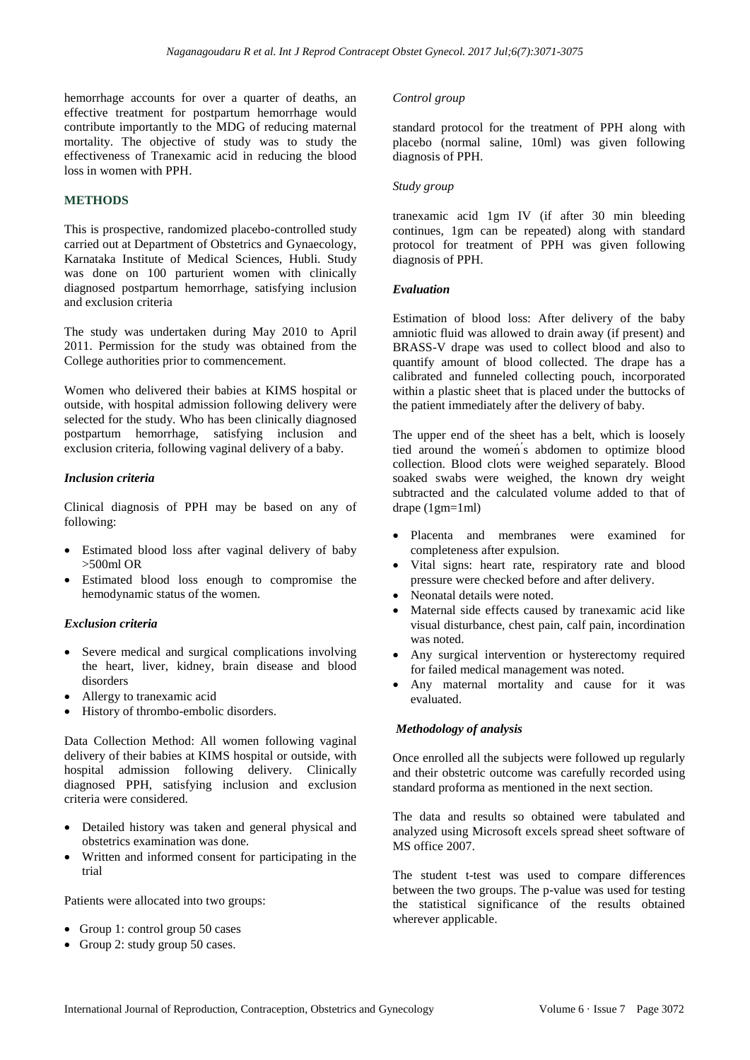hemorrhage accounts for over a quarter of deaths, an effective treatment for postpartum hemorrhage would contribute importantly to the MDG of reducing maternal mortality. The objective of study was to study the effectiveness of Tranexamic acid in reducing the blood loss in women with PPH.

## METHODS

This is prospective, randomized placebo-controlled study carried out at Department of Obstetrics and Gynaecology, Karnataka Institute of Medical Sciences, Hubli. Study was done on 100 parturient women with clinically diagnosed postpartum hemorrhage, satisfying inclusion and exclusion criteria

The study was undertaken during May 2010 to April 2011. Permission for the study was obtained from the College authorities prior to commencement.

Women who delivered their babies at KIMS hospital or outside, with hospital admission following delivery were selected for the study. Who has been clinically diagnosed postpartum hemorrhage, satisfying inclusion and exclusion criteria, following vaginal delivery of a baby.

### *Inclusion criteria*

Clinical diagnosis of PPH may be based on any of following:

- Estimated blood loss after vaginal delivery of baby >500ml OR
- Estimated blood loss enough to compromise the hemodynamic status of the women.

### *Exclusion criteria*

- Severe medical and surgical complications involving the heart, liver, kidney, brain disease and blood disorders
- Allergy to tranexamic acid
- History of thrombo-embolic disorders.

Data Collection Method: All women following vaginal delivery of their babies at KIMS hospital or outside, with hospital admission following delivery. Clinically diagnosed PPH, satisfying inclusion and exclusion criteria were considered.

- Detailed history was taken and general physical and obstetrics examination was done.
- Written and informed consent for participating in the trial

Patients were allocated into two groups:

- Group 1: control group 50 cases
- Group 2: study group 50 cases.

*Control group*

standard protocol for the treatment of PPH along with placebo (normal saline, 10ml) was given following diagnosis of PPH.

*Study group*

tranexamic acid 1gm IV (if after 30 min bleeding continues, 1gm can be repeated) along with standard protocol for treatment of PPH was given following diagnosis of PPH.

### *Evaluation*

Estimation of blood loss: After delivery of the baby amniotic fluid was allowed to drain away (if present) and BRASS-V drape was used to collect blood and also to quantify amount of blood collected. The drape has a calibrated and funneled collecting pouch, incorporated within a plastic sheet that is placed under the buttocks of the patient immediately after the delivery of baby.

The upper end of the sheet has a belt, which is loosely tied around the women΄s abdomen to optimize blood collection. Blood clots were weighed separately. Blood soaked swabs were weighed, the known dry weight subtracted and the calculated volume added to that of drape (1gm=1ml)

- Placenta and membranes were examined for completeness after expulsion.
- Vital signs: heart rate, respiratory rate and blood pressure were checked before and after delivery.
- Neonatal details were noted.
- Maternal side effects caused by tranexamic acid like visual disturbance, chest pain, calf pain, incordination was noted.
- Any surgical intervention or hysterectomy required for failed medical management was noted.
- Any maternal mortality and cause for it was evaluated.

### *Methodology of analysis*

Once enrolled all the subjects were followed up regularly and their obstetric outcome was carefully recorded using standard proforma as mentioned in the next section.

The data and results so obtained were tabulated and analyzed using Microsoft excels spread sheet software of MS office 2007.

The student t-test was used to compare differences between the two groups. The p-value was used for testing the statistical significance of the results obtained wherever applicable.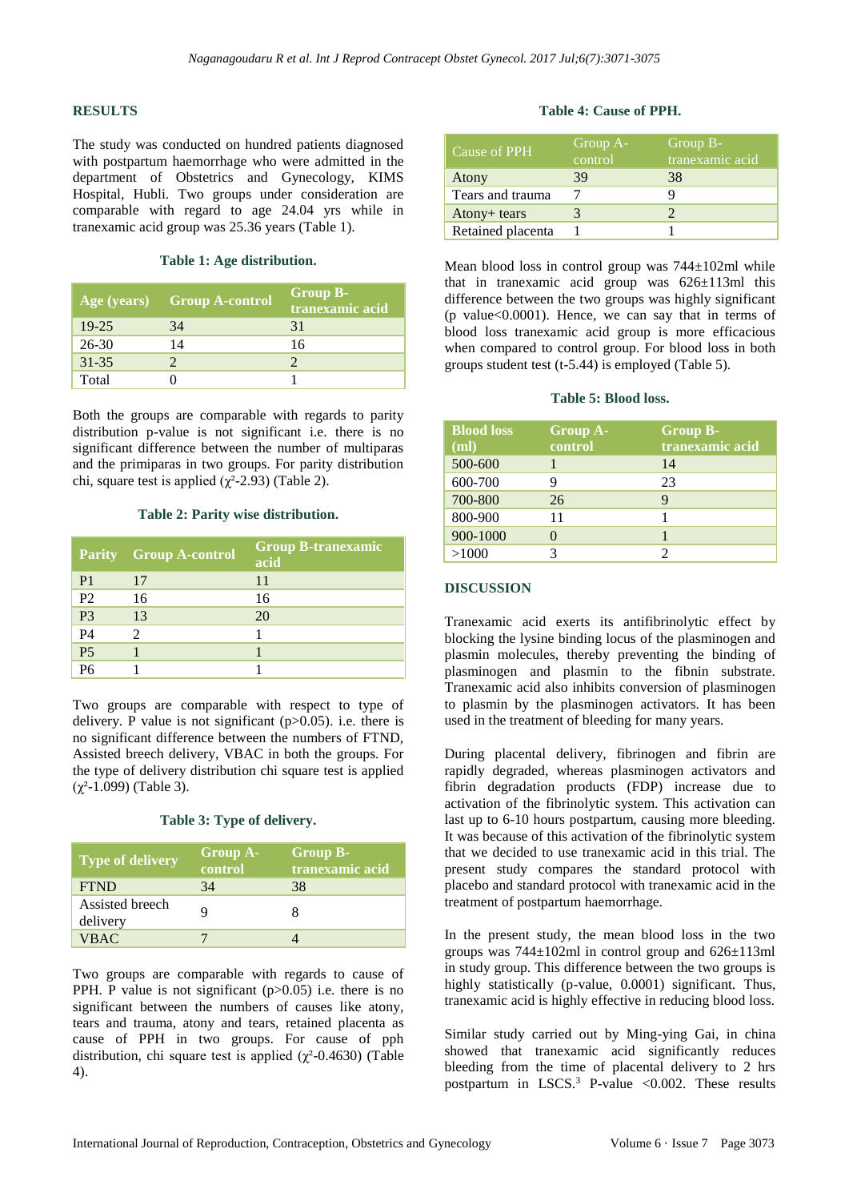## RESULTS

The study was conducted on hundred patients diagnosed with postpartum haemorrhage who were admitted in the department of Obstetrics and Gynecology, KIMS Hospital, Hubli. Two groups under consideration are comparable with regard to age 24.04 yrs while in tranexamic acid group was 25.36 years (Table 1).

**Table 1: Age distribution.**

| Age (years) | Group A-control | Group B-tranexamic acid |
|---|---|---|
| 19-25 | 34 | 31 |
| 26-30 | 14 | 16 |
| 31-35 | 2 | 2 |
| Total | 0 | 1 |

Both the groups are comparable with regards to parity distribution p-value is not significant i.e. there is no significant difference between the number of multiparas and the primiparas in two groups. For parity distribution chi, square test is applied ($\chi^2$-2.93) (Table 2).

**Table 2: Parity wise distribution.**

| Parity | Group A-control | Group B-tranexamic acid |
|---|---|---|
| P1 | 17 | 11 |
| P2 | 16 | 16 |
| P3 | 13 | 20 |
| P4 | 2 | 1 |
| P5 | 1 | 1 |
| P6 | 1 | 1 |

Two groups are comparable with respect to type of delivery. P value is not significant (p>0.05). i.e. there is no significant difference between the numbers of FTND, Assisted breech delivery, VBAC in both the groups. For the type of delivery distribution chi square test is applied ($\chi^2$-1.099) (Table 3).

**Table 3: Type of delivery.**

| Type of delivery | Group A-control | Group B-tranexamic acid |
|---|---|---|
| FTND | 34 | 38 |
| Assisted breech delivery | 9 | 8 |
| VBAC | 7 | 4 |

Two groups are comparable with regards to cause of PPH. P value is not significant (p>0.05) i.e. there is no significant between the numbers of causes like atony, tears and trauma, atony and tears, retained placenta as cause of PPH in two groups. For cause of pph distribution, chi square test is applied ($\chi^2$-0.4630) (Table 4).

**Table 4: Cause of PPH.**

| Cause of PPH | Group A-control | Group B-tranexamic acid |
|---|---|---|
| Atony | 39 | 38 |
| Tears and trauma | 7 | 9 |
| Atony+ tears | 3 | 2 |
| Retained placenta | 1 | 1 |

Mean blood loss in control group was 744±102ml while that in tranexamic acid group was 626±113ml this difference between the two groups was highly significant (p value<0.0001). Hence, we can say that in terms of blood loss tranexamic acid group is more efficacious when compared to control group. For blood loss in both groups student test (t-5.44) is employed (Table 5).

**Table 5: Blood loss.**

| Blood loss (ml) | Group A-control | Group B-tranexamic acid |
|---|---|---|
| 500-600 | 1 | 14 |
| 600-700 | 9 | 23 |
| 700-800 | 26 | 9 |
| 800-900 | 11 | 1 |
| 900-1000 | 0 | 1 |
| >1000 | 3 | 2 |

## DISCUSSION

Tranexamic acid exerts its antifibrinolytic effect by blocking the lysine binding locus of the plasminogen and plasmin molecules, thereby preventing the binding of plasminogen and plasmin to the fibnin substrate. Tranexamic acid also inhibits conversion of plasminogen to plasmin by the plasminogen activators. It has been used in the treatment of bleeding for many years.

During placental delivery, fibrinogen and fibrin are rapidly degraded, whereas plasminogen activators and fibrin degradation products (FDP) increase due to activation of the fibrinolytic system. This activation can last up to 6-10 hours postpartum, causing more bleeding. It was because of this activation of the fibrinolytic system that we decided to use tranexamic acid in this trial. The present study compares the standard protocol with placebo and standard protocol with tranexamic acid in the treatment of postpartum haemorrhage.

In the present study, the mean blood loss in the two groups was 744±102ml in control group and 626±113ml in study group. This difference between the two groups is highly statistically (p-value, 0.0001) significant. Thus, tranexamic acid is highly effective in reducing blood loss.

Similar study carried out by Ming-ying Gai, in china showed that tranexamic acid significantly reduces bleeding from the time of placental delivery to 2 hrs postpartum in LSCS.[3] P-value <0.002. These results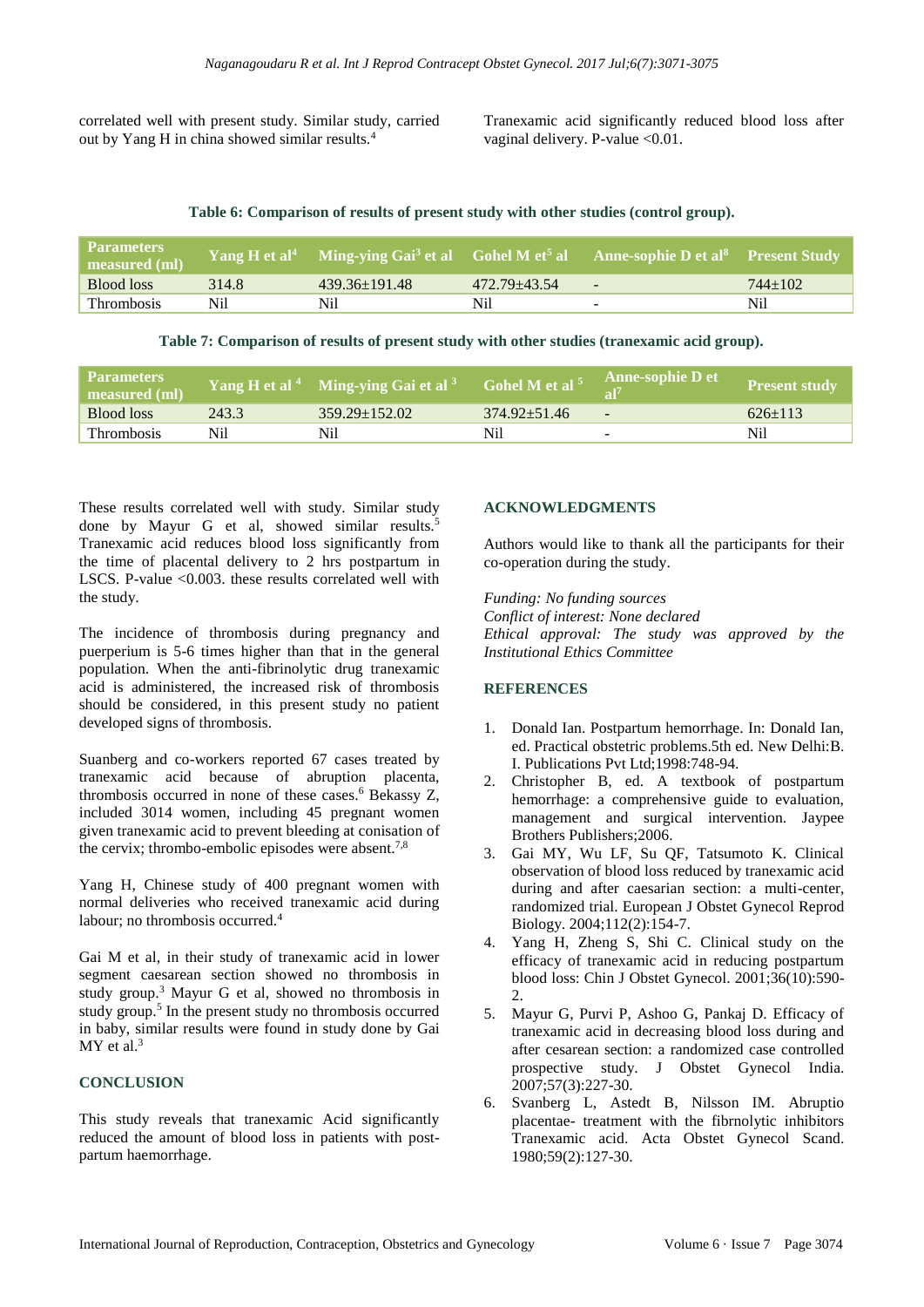correlated well with present study. Similar study, carried out by Yang H in china showed similar results.[4]

Tranexamic acid significantly reduced blood loss after vaginal delivery. P-value <0.01.

**Table 6: Comparison of results of present study with other studies (control group).**

| Parameters measured (ml) | Yang H et al[4] | Ming-ying Gai[3] et al | Gohel M et[5] al | Anne-sophie D et al[8] | Present Study |
|---|---|---|---|---|---|
| Blood loss | 314.8 | 439.36±191.48 | 472.79±43.54 | - | 744±102 |
| Thrombosis | Nil | Nil | Nil | - | Nil |

**Table 7: Comparison of results of present study with other studies (tranexamic acid group).**

| Parameters measured (ml) | Yang H et al [4] | Ming-ying Gai et al [3] | Gohel M et al [5] | Anne-sophie D et al[7] | Present study |
|---|---|---|---|---|---|
| Blood loss | 243.3 | 359.29±152.02 | 374.92±51.46 | - | 626±113 |
| Thrombosis | Nil | Nil | Nil | - | Nil |

These results correlated well with study. Similar study done by Mayur G et al, showed similar results.[5] Tranexamic acid reduces blood loss significantly from the time of placental delivery to 2 hrs postpartum in LSCS. P-value <0.003. these results correlated well with the study.

The incidence of thrombosis during pregnancy and puerperium is 5-6 times higher than that in the general population. When the anti-fibrinolytic drug tranexamic acid is administered, the increased risk of thrombosis should be considered, in this present study no patient developed signs of thrombosis.

Suanberg and co-workers reported 67 cases treated by tranexamic acid because of abruption placenta, thrombosis occurred in none of these cases.[6] Bekassy Z, included 3014 women, including 45 pregnant women given tranexamic acid to prevent bleeding at conisation of the cervix; thrombo-embolic episodes were absent.[7,8]

Yang H, Chinese study of 400 pregnant women with normal deliveries who received tranexamic acid during labour; no thrombosis occurred.[4]

Gai M et al, in their study of tranexamic acid in lower segment caesarean section showed no thrombosis in study group.[3] Mayur G et al, showed no thrombosis in study group.[5] In the present study no thrombosis occurred in baby, similar results were found in study done by Gai MY et al.[3]

## CONCLUSION

This study reveals that tranexamic Acid significantly reduced the amount of blood loss in patients with post-partum haemorrhage.

## ACKNOWLEDGMENTS

Authors would like to thank all the participants for their co-operation during the study.

*Funding: No funding sources*
*Conflict of interest: None declared*
*Ethical approval: The study was approved by the Institutional Ethics Committee*

## REFERENCES

1. Donald Ian. Postpartum hemorrhage. In: Donald Ian, ed. Practical obstetric problems.5th ed. New Delhi:B. I. Publications Pvt Ltd;1998:748-94.
2. Christopher B, ed. A textbook of postpartum hemorrhage: a comprehensive guide to evaluation, management and surgical intervention. Jaypee Brothers Publishers;2006.
3. Gai MY, Wu LF, Su QF, Tatsumoto K. Clinical observation of blood loss reduced by tranexamic acid during and after caesarian section: a multi-center, randomized trial. European J Obstet Gynecol Reprod Biology. 2004;112(2):154-7.
4. Yang H, Zheng S, Shi C. Clinical study on the efficacy of tranexamic acid in reducing postpartum blood loss: Chin J Obstet Gynecol. 2001;36(10):590-2.
5. Mayur G, Purvi P, Ashoo G, Pankaj D. Efficacy of tranexamic acid in decreasing blood loss during and after cesarean section: a randomized case controlled prospective study. J Obstet Gynecol India. 2007;57(3):227-30.
6. Svanberg L, Astedt B, Nilsson IM. Abruptio placentae- treatment with the fibrnolytic inhibitors Tranexamic acid. Acta Obstet Gynecol Scand. 1980;59(2):127-30.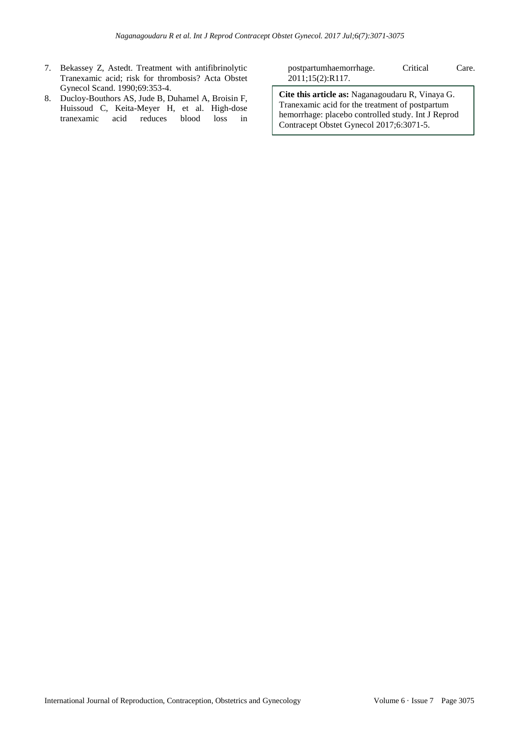7. Bekassey Z, Astedt. Treatment with antifibrinolytic Tranexamic acid; risk for thrombosis? Acta Obstet Gynecol Scand. 1990;69:353-4.
8. Ducloy-Bouthors AS, Jude B, Duhamel A, Broisin F, Huissoud C, Keita-Meyer H, et al. High-dose tranexamic acid reduces blood loss in postpartumhaemorrhage. Critical Care. 2011;15(2):R117.

**Cite this article as:** Naganagoudaru R, Vinaya G. Tranexamic acid for the treatment of postpartum hemorrhage: placebo controlled study. Int J Reprod Contracept Obstet Gynecol 2017;6:3071-5.